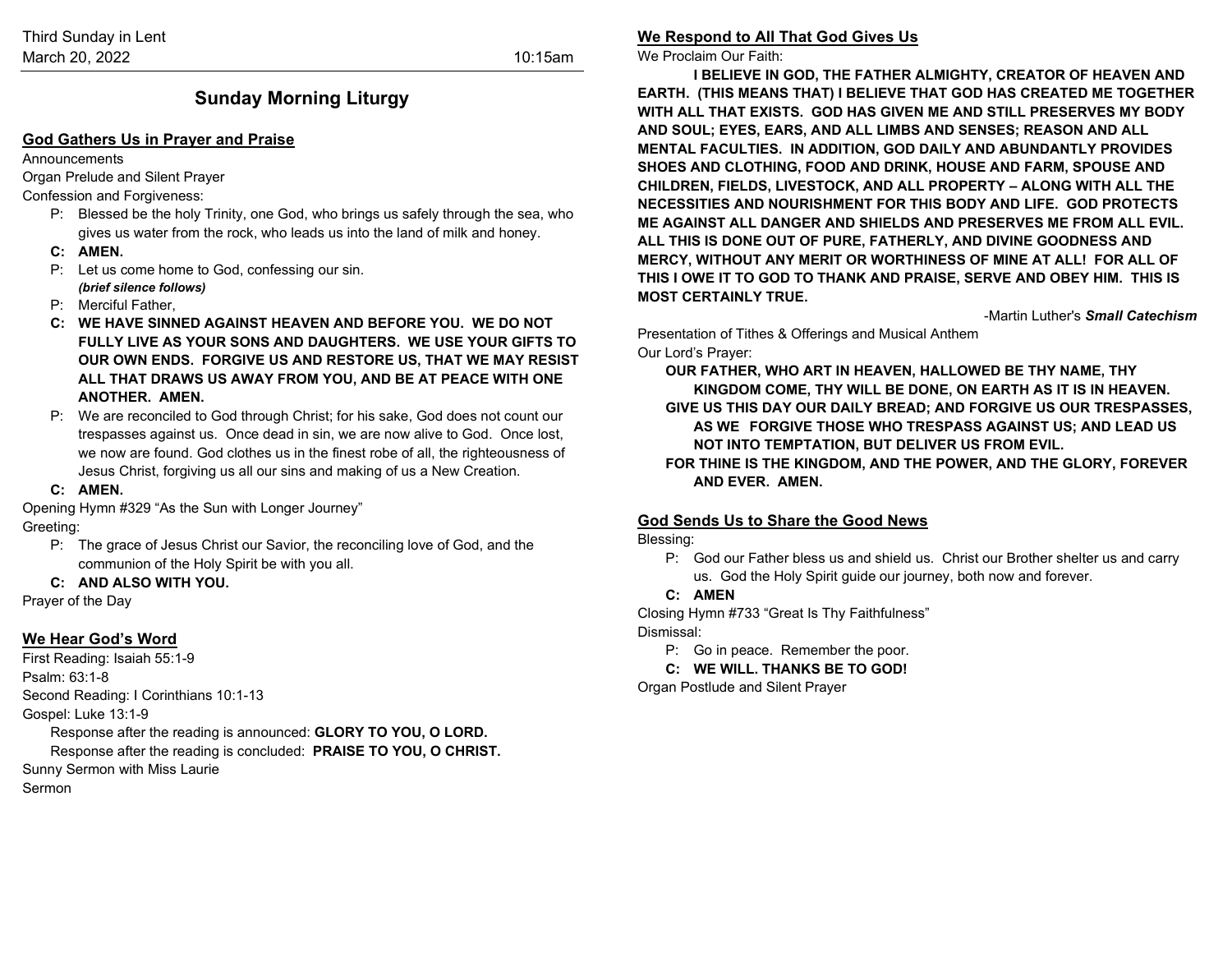Third Sunday in Lent
March 20, 2022 10:15am

# Sunday Morning Liturgy

## God Gathers Us in Prayer and Praise

Announcements

Organ Prelude and Silent Prayer

Confession and Forgiveness:

P: Blessed be the holy Trinity, one God, who brings us safely through the sea, who gives us water from the rock, who leads us into the land of milk and honey.

**C: AMEN.**

P: Let us come home to God, confessing our sin.
***(brief silence follows)***

P: Merciful Father,

**C: WE HAVE SINNED AGAINST HEAVEN AND BEFORE YOU. WE DO NOT FULLY LIVE AS YOUR SONS AND DAUGHTERS. WE USE YOUR GIFTS TO OUR OWN ENDS. FORGIVE US AND RESTORE US, THAT WE MAY RESIST ALL THAT DRAWS US AWAY FROM YOU, AND BE AT PEACE WITH ONE ANOTHER. AMEN.**

P: We are reconciled to God through Christ; for his sake, God does not count our trespasses against us. Once dead in sin, we are now alive to God. Once lost, we now are found. God clothes us in the finest robe of all, the righteousness of Jesus Christ, forgiving us all our sins and making of us a New Creation.

**C: AMEN.**

Opening Hymn #329 "As the Sun with Longer Journey"

Greeting:

P: The grace of Jesus Christ our Savior, the reconciling love of God, and the communion of the Holy Spirit be with you all.

**C: AND ALSO WITH YOU.**

Prayer of the Day

## We Hear God's Word

First Reading: Isaiah 55:1-9

Psalm: 63:1-8

Second Reading: I Corinthians 10:1-13

Gospel: Luke 13:1-9

Response after the reading is announced: **GLORY TO YOU, O LORD.**

Response after the reading is concluded: **PRAISE TO YOU, O CHRIST.**

Sunny Sermon with Miss Laurie

Sermon

## We Respond to All That God Gives Us

We Proclaim Our Faith:

**I BELIEVE IN GOD, THE FATHER ALMIGHTY, CREATOR OF HEAVEN AND EARTH. (THIS MEANS THAT) I BELIEVE THAT GOD HAS CREATED ME TOGETHER WITH ALL THAT EXISTS. GOD HAS GIVEN ME AND STILL PRESERVES MY BODY AND SOUL; EYES, EARS, AND ALL LIMBS AND SENSES; REASON AND ALL MENTAL FACULTIES. IN ADDITION, GOD DAILY AND ABUNDANTLY PROVIDES SHOES AND CLOTHING, FOOD AND DRINK, HOUSE AND FARM, SPOUSE AND CHILDREN, FIELDS, LIVESTOCK, AND ALL PROPERTY – ALONG WITH ALL THE NECESSITIES AND NOURISHMENT FOR THIS BODY AND LIFE. GOD PROTECTS ME AGAINST ALL DANGER AND SHIELDS AND PRESERVES ME FROM ALL EVIL. ALL THIS IS DONE OUT OF PURE, FATHERLY, AND DIVINE GOODNESS AND MERCY, WITHOUT ANY MERIT OR WORTHINESS OF MINE AT ALL! FOR ALL OF THIS I OWE IT TO GOD TO THANK AND PRAISE, SERVE AND OBEY HIM. THIS IS MOST CERTAINLY TRUE.**

-Martin Luther's ***Small Catechism***

Presentation of Tithes & Offerings and Musical Anthem

Our Lord's Prayer:

**OUR FATHER, WHO ART IN HEAVEN, HALLOWED BE THY NAME, THY KINGDOM COME, THY WILL BE DONE, ON EARTH AS IT IS IN HEAVEN. GIVE US THIS DAY OUR DAILY BREAD; AND FORGIVE US OUR TRESPASSES, AS WE FORGIVE THOSE WHO TRESPASS AGAINST US; AND LEAD US NOT INTO TEMPTATION, BUT DELIVER US FROM EVIL. FOR THINE IS THE KINGDOM, AND THE POWER, AND THE GLORY, FOREVER AND EVER. AMEN.**

## God Sends Us to Share the Good News

Blessing:

P: God our Father bless us and shield us. Christ our Brother shelter us and carry us. God the Holy Spirit guide our journey, both now and forever.

**C: AMEN**

Closing Hymn #733 "Great Is Thy Faithfulness"

Dismissal:

P: Go in peace. Remember the poor.

**C: WE WILL. THANKS BE TO GOD!**

Organ Postlude and Silent Prayer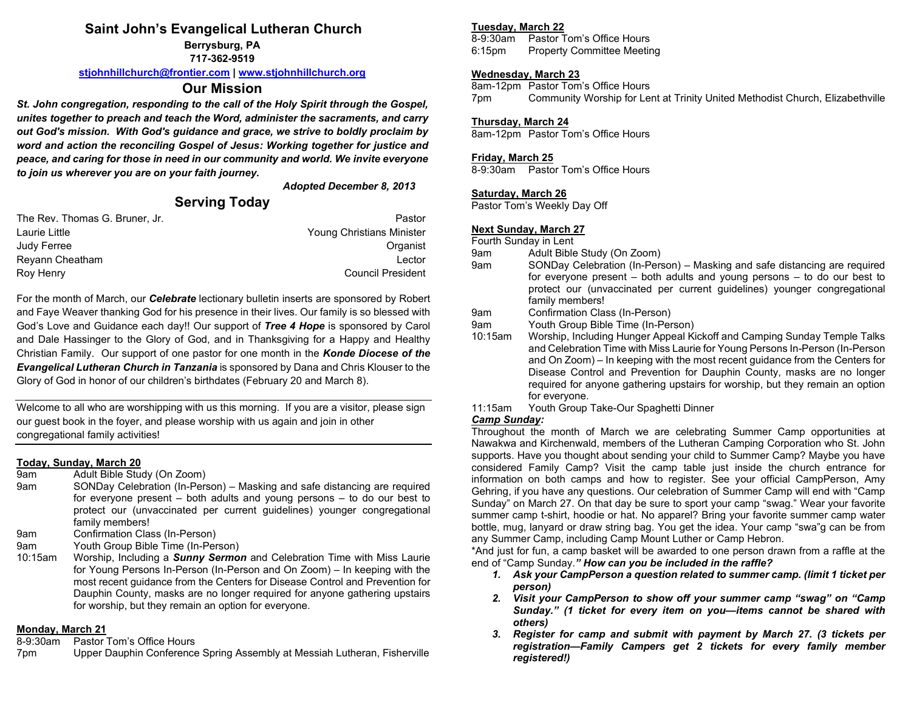# Saint John's Evangelical Lutheran Church

**Berrysburg, PA**
**717-362-9519**
**stjohnhillchurch@frontier.com | www.stjohnhillchurch.org**

## Our Mission

***St. John congregation, responding to the call of the Holy Spirit through the Gospel, unites together to preach and teach the Word, administer the sacraments, and carry out God's mission. With God's guidance and grace, we strive to boldly proclaim by word and action the reconciling Gospel of Jesus: Working together for justice and peace, and caring for those in need in our community and world. We invite everyone to join us wherever you are on your faith journey.***

***Adopted December 8, 2013***

## Serving Today

| | |
|---|---|
| The Rev. Thomas G. Bruner, Jr. | Pastor |
| Laurie Little | Young Christians Minister |
| Judy Ferree | Organist |
| Reyann Cheatham | Lector |
| Roy Henry | Council President |

For the month of March, our ***Celebrate*** lectionary bulletin inserts are sponsored by Robert and Faye Weaver thanking God for his presence in their lives. Our family is so blessed with God's Love and Guidance each day!! Our support of ***Tree 4 Hope*** is sponsored by Carol and Dale Hassinger to the Glory of God, and in Thanksgiving for a Happy and Healthy Christian Family. Our support of one pastor for one month in the ***Konde Diocese of the Evangelical Lutheran Church in Tanzania*** is sponsored by Dana and Chris Klouser to the Glory of God in honor of our children's birthdates (February 20 and March 8).

---

Welcome to all who are worshipping with us this morning. If you are a visitor, please sign our guest book in the foyer, and please worship with us again and join in other congregational family activities!

---

**Today, Sunday, March 20**

- 9am — Adult Bible Study (On Zoom)
- 9am — SONDay Celebration (In-Person) – Masking and safe distancing are required for everyone present – both adults and young persons – to do our best to protect our (unvaccinated per current guidelines) younger congregational family members!
- 9am — Confirmation Class (In-Person)
- 9am — Youth Group Bible Time (In-Person)
- 10:15am — Worship, Including a ***Sunny Sermon*** and Celebration Time with Miss Laurie for Young Persons In-Person (In-Person and On Zoom) – In keeping with the most recent guidance from the Centers for Disease Control and Prevention for Dauphin County, masks are no longer required for anyone gathering upstairs for worship, but they remain an option for everyone.

**Monday, March 21**

- 8-9:30am — Pastor Tom's Office Hours
- 7pm — Upper Dauphin Conference Spring Assembly at Messiah Lutheran, Fisherville

**Tuesday, March 22**

- 8-9:30am — Pastor Tom's Office Hours
- 6:15pm — Property Committee Meeting

**Wednesday, March 23**

- 8am-12pm — Pastor Tom's Office Hours
- 7pm — Community Worship for Lent at Trinity United Methodist Church, Elizabethville

**Thursday, March 24**

- 8am-12pm — Pastor Tom's Office Hours

**Friday, March 25**

- 8-9:30am — Pastor Tom's Office Hours

**Saturday, March 26**

Pastor Tom's Weekly Day Off

**Next Sunday, March 27**

Fourth Sunday in Lent

- 9am — Adult Bible Study (On Zoom)
- 9am — SONDay Celebration (In-Person) – Masking and safe distancing are required for everyone present – both adults and young persons – to do our best to protect our (unvaccinated per current guidelines) younger congregational family members!
- 9am — Confirmation Class (In-Person)
- 9am — Youth Group Bible Time (In-Person)
- 10:15am — Worship, Including Hunger Appeal Kickoff and Camping Sunday Temple Talks and Celebration Time with Miss Laurie for Young Persons In-Person (In-Person and On Zoom) – In keeping with the most recent guidance from the Centers for Disease Control and Prevention for Dauphin County, masks are no longer required for anyone gathering upstairs for worship, but they remain an option for everyone.
- 11:15am — Youth Group Take-Our Spaghetti Dinner

***Camp Sunday:***

Throughout the month of March we are celebrating Summer Camp opportunities at Nawakwa and Kirchenwald, members of the Lutheran Camping Corporation who St. John supports. Have you thought about sending your child to Summer Camp? Maybe you have considered Family Camp? Visit the camp table just inside the church entrance for information on both camps and how to register. See your official CampPerson, Amy Gehring, if you have any questions. Our celebration of Summer Camp will end with "Camp Sunday" on March 27. On that day be sure to sport your camp "swag." Wear your favorite summer camp t-shirt, hoodie or hat. No apparel? Bring your favorite summer camp water bottle, mug, lanyard or draw string bag. You get the idea. Your camp "swa"g can be from any Summer Camp, including Camp Mount Luther or Camp Hebron.

*And just for fun, a camp basket will be awarded to one person drawn from a raffle at the end of "Camp Sunday.***" How can you be included in the raffle?***

1. ***Ask your CampPerson a question related to summer camp. (limit 1 ticket per person)***
2. ***Visit your CampPerson to show off your summer camp "swag" on "Camp Sunday." (1 ticket for every item on you—items cannot be shared with others)***
3. ***Register for camp and submit with payment by March 27. (3 tickets per registration—Family Campers get 2 tickets for every family member registered!)***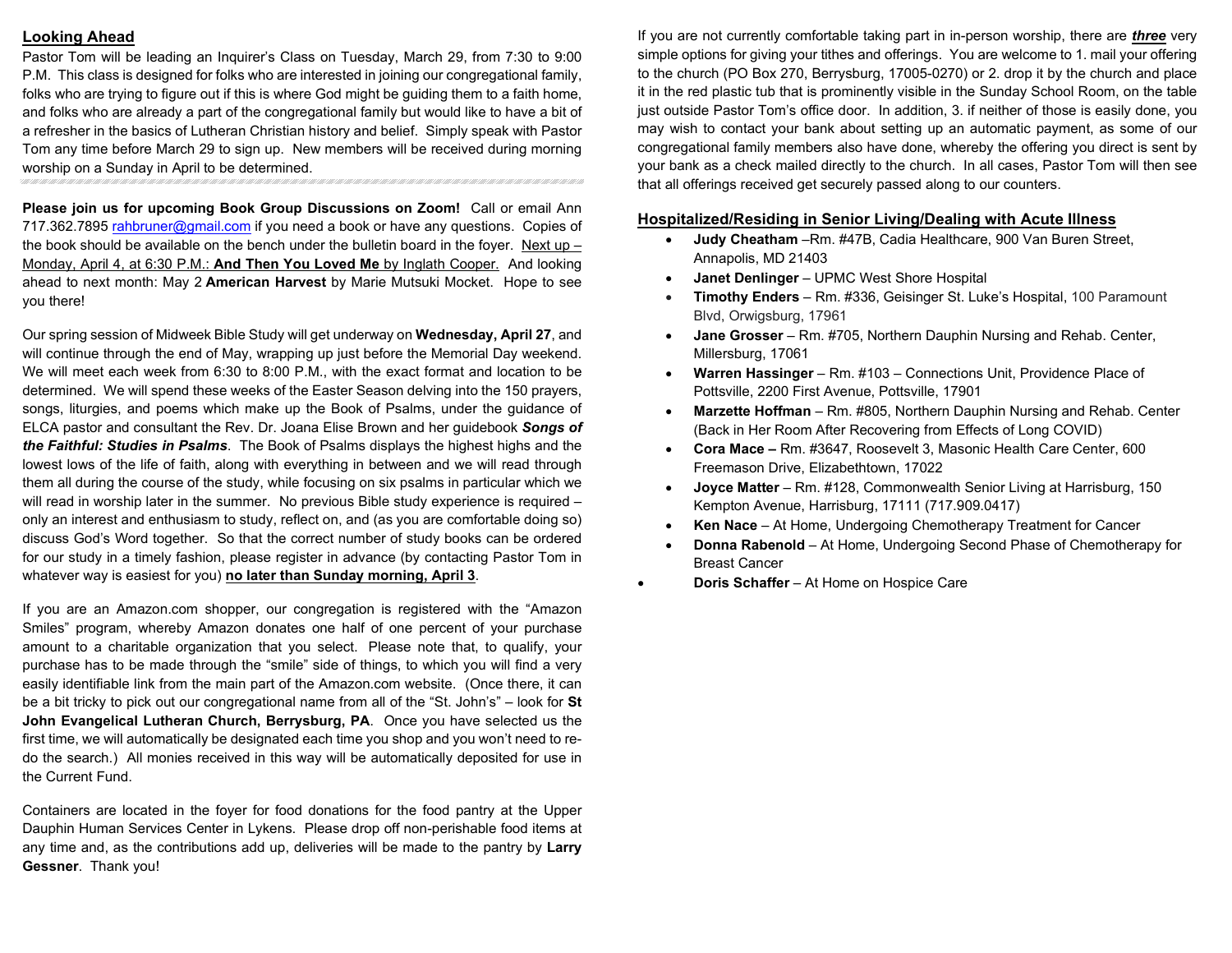## Looking Ahead

Pastor Tom will be leading an Inquirer's Class on Tuesday, March 29, from 7:30 to 9:00 P.M. This class is designed for folks who are interested in joining our congregational family, folks who are trying to figure out if this is where God might be guiding them to a faith home, and folks who are already a part of the congregational family but would like to have a bit of a refresher in the basics of Lutheran Christian history and belief. Simply speak with Pastor Tom any time before March 29 to sign up. New members will be received during morning worship on a Sunday in April to be determined.

---

**Please join us for upcoming Book Group Discussions on Zoom!** Call or email Ann 717.362.7895 rahbruner@gmail.com if you need a book or have any questions. Copies of the book should be available on the bench under the bulletin board in the foyer. Next up – Monday, April 4, at 6:30 P.M.: **And Then You Loved Me** by Inglath Cooper. And looking ahead to next month: May 2 **American Harvest** by Marie Mutsuki Mocket. Hope to see you there!

Our spring session of Midweek Bible Study will get underway on **Wednesday, April 27**, and will continue through the end of May, wrapping up just before the Memorial Day weekend. We will meet each week from 6:30 to 8:00 P.M., with the exact format and location to be determined. We will spend these weeks of the Easter Season delving into the 150 prayers, songs, liturgies, and poems which make up the Book of Psalms, under the guidance of ELCA pastor and consultant the Rev. Dr. Joana Elise Brown and her guidebook ***Songs of the Faithful: Studies in Psalms***. The Book of Psalms displays the highest highs and the lowest lows of the life of faith, along with everything in between and we will read through them all during the course of the study, while focusing on six psalms in particular which we will read in worship later in the summer. No previous Bible study experience is required – only an interest and enthusiasm to study, reflect on, and (as you are comfortable doing so) discuss God's Word together. So that the correct number of study books can be ordered for our study in a timely fashion, please register in advance (by contacting Pastor Tom in whatever way is easiest for you) **no later than Sunday morning, April 3**.

If you are an Amazon.com shopper, our congregation is registered with the "Amazon Smiles" program, whereby Amazon donates one half of one percent of your purchase amount to a charitable organization that you select. Please note that, to qualify, your purchase has to be made through the "smile" side of things, to which you will find a very easily identifiable link from the main part of the Amazon.com website. (Once there, it can be a bit tricky to pick out our congregational name from all of the "St. John's" – look for **St John Evangelical Lutheran Church, Berrysburg, PA**. Once you have selected us the first time, we will automatically be designated each time you shop and you won't need to re-do the search.) All monies received in this way will be automatically deposited for use in the Current Fund.

Containers are located in the foyer for food donations for the food pantry at the Upper Dauphin Human Services Center in Lykens. Please drop off non-perishable food items at any time and, as the contributions add up, deliveries will be made to the pantry by **Larry Gessner**. Thank you!

If you are not currently comfortable taking part in in-person worship, there are ***three*** very simple options for giving your tithes and offerings. You are welcome to 1. mail your offering to the church (PO Box 270, Berrysburg, 17005-0270) or 2. drop it by the church and place it in the red plastic tub that is prominently visible in the Sunday School Room, on the table just outside Pastor Tom's office door. In addition, 3. if neither of those is easily done, you may wish to contact your bank about setting up an automatic payment, as some of our congregational family members also have done, whereby the offering you direct is sent by your bank as a check mailed directly to the church. In all cases, Pastor Tom will then see that all offerings received get securely passed along to our counters.

## Hospitalized/Residing in Senior Living/Dealing with Acute Illness

- **Judy Cheatham** –Rm. #47B, Cadia Healthcare, 900 Van Buren Street, Annapolis, MD 21403
- **Janet Denlinger** – UPMC West Shore Hospital
- **Timothy Enders** – Rm. #336, Geisinger St. Luke's Hospital, 100 Paramount Blvd, Orwigsburg, 17961
- **Jane Grosser** – Rm. #705, Northern Dauphin Nursing and Rehab. Center, Millersburg, 17061
- **Warren Hassinger** – Rm. #103 – Connections Unit, Providence Place of Pottsville, 2200 First Avenue, Pottsville, 17901
- **Marzette Hoffman** – Rm. #805, Northern Dauphin Nursing and Rehab. Center (Back in Her Room After Recovering from Effects of Long COVID)
- **Cora Mace –** Rm. #3647, Roosevelt 3, Masonic Health Care Center, 600 Freemason Drive, Elizabethtown, 17022
- **Joyce Matter** – Rm. #128, Commonwealth Senior Living at Harrisburg, 150 Kempton Avenue, Harrisburg, 17111 (717.909.0417)
- **Ken Nace** – At Home, Undergoing Chemotherapy Treatment for Cancer
- **Donna Rabenold** – At Home, Undergoing Second Phase of Chemotherapy for Breast Cancer
- **Doris Schaffer** – At Home on Hospice Care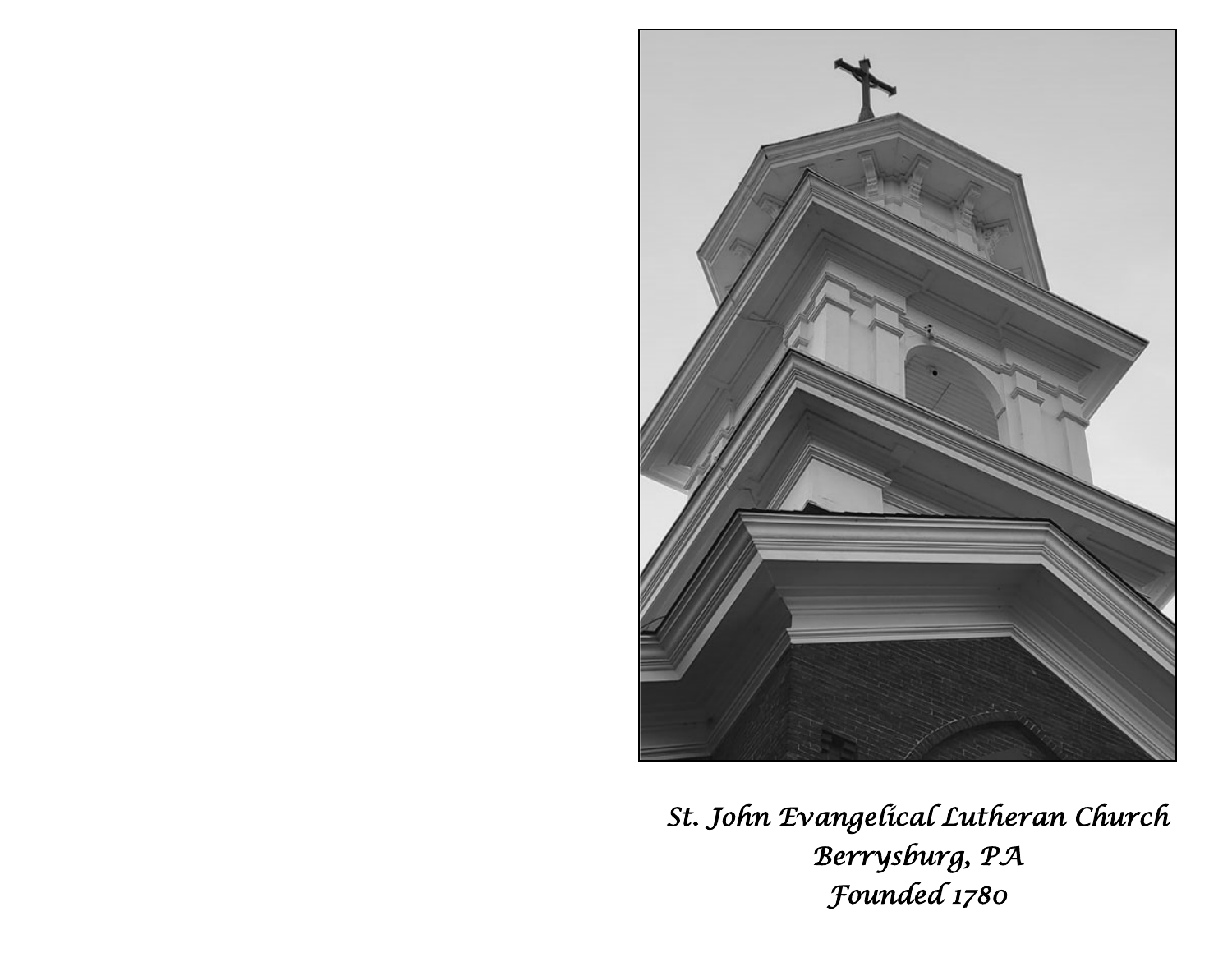*St. John Evangelical Lutheran Church*
*Berrysburg, PA*
*Founded 1780*